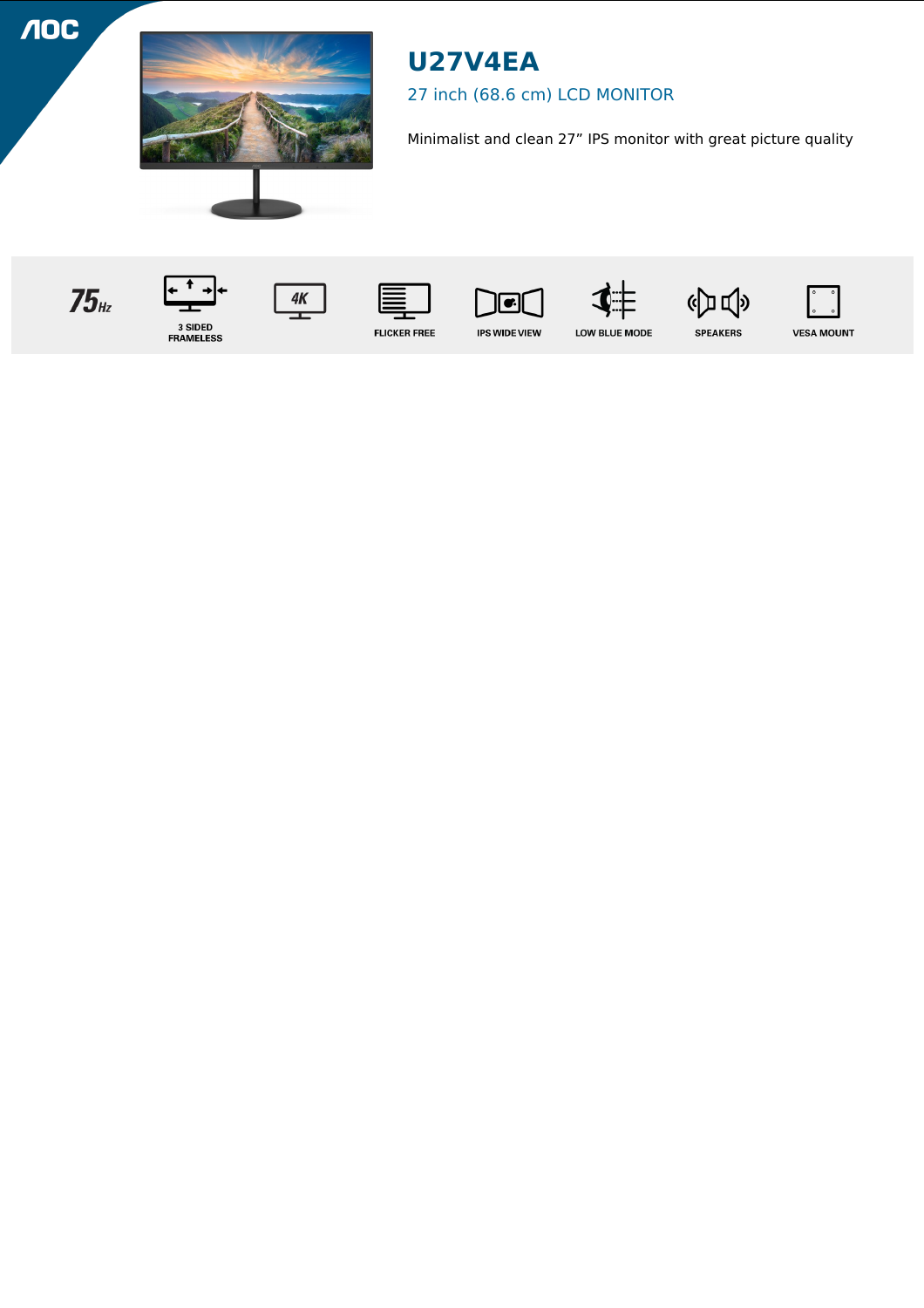AOC

# U27V4EA

## 27 inch (68.6 cm) LCD MONITOR

Minimalist and clean 27” IPS monitor with great picture quality

75Hz | 3 SIDED FRAMELESS | 4K | FLICKER FREE | IPS WIDE VIEW | LOW BLUE MODE | SPEAKERS | VESA MOUNT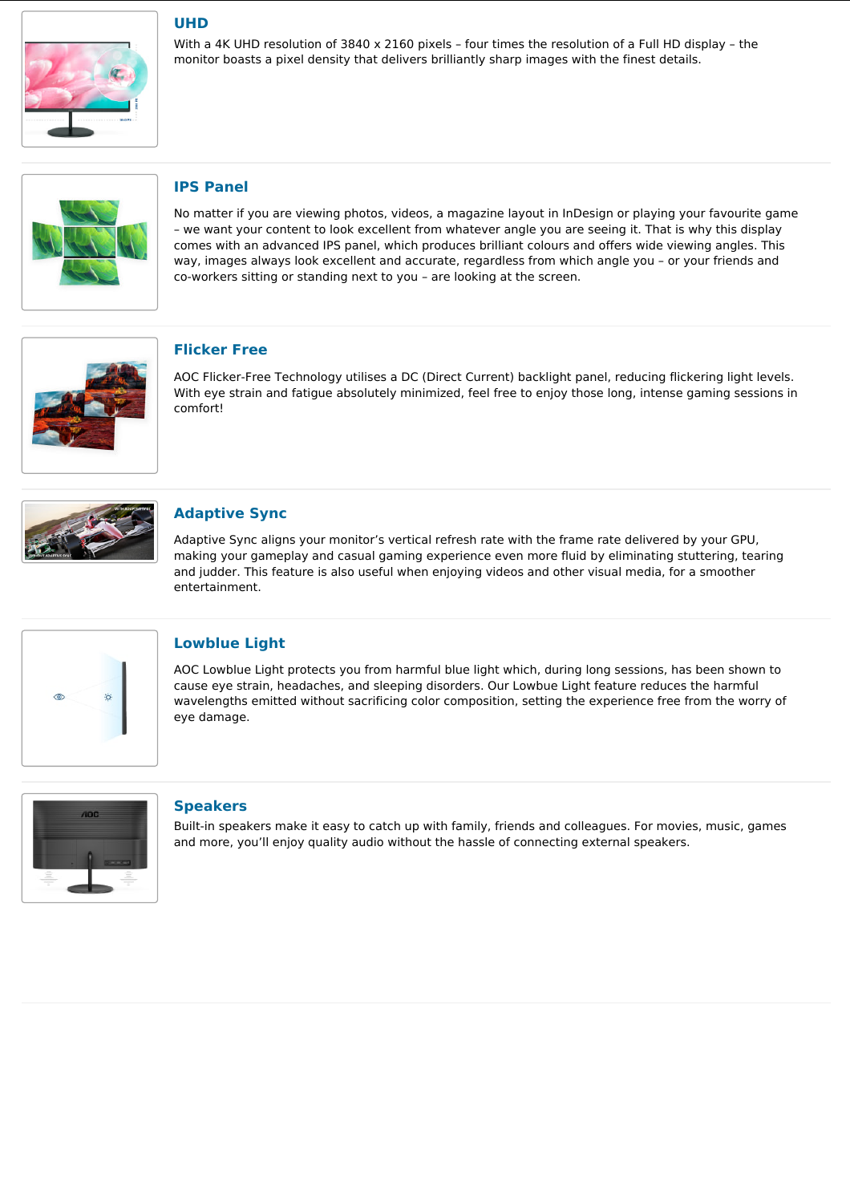## UHD

With a 4K UHD resolution of 3840 x 2160 pixels – four times the resolution of a Full HD display – the monitor boasts a pixel density that delivers brilliantly sharp images with the finest details.

## IPS Panel

No matter if you are viewing photos, videos, a magazine layout in InDesign or playing your favourite game – we want your content to look excellent from whatever angle you are seeing it. That is why this display comes with an advanced IPS panel, which produces brilliant colours and offers wide viewing angles. This way, images always look excellent and accurate, regardless from which angle you – or your friends and co-workers sitting or standing next to you – are looking at the screen.

## Flicker Free

AOC Flicker-Free Technology utilises a DC (Direct Current) backlight panel, reducing flickering light levels. With eye strain and fatigue absolutely minimized, feel free to enjoy those long, intense gaming sessions in comfort!

## Adaptive Sync

Adaptive Sync aligns your monitor's vertical refresh rate with the frame rate delivered by your GPU, making your gameplay and casual gaming experience even more fluid by eliminating stuttering, tearing and judder. This feature is also useful when enjoying videos and other visual media, for a smoother entertainment.

## Lowblue Light

AOC Lowblue Light protects you from harmful blue light which, during long sessions, has been shown to cause eye strain, headaches, and sleeping disorders. Our Lowbue Light feature reduces the harmful wavelengths emitted without sacrificing color composition, setting the experience free from the worry of eye damage.

## Speakers

Built-in speakers make it easy to catch up with family, friends and colleagues. For movies, music, games and more, you'll enjoy quality audio without the hassle of connecting external speakers.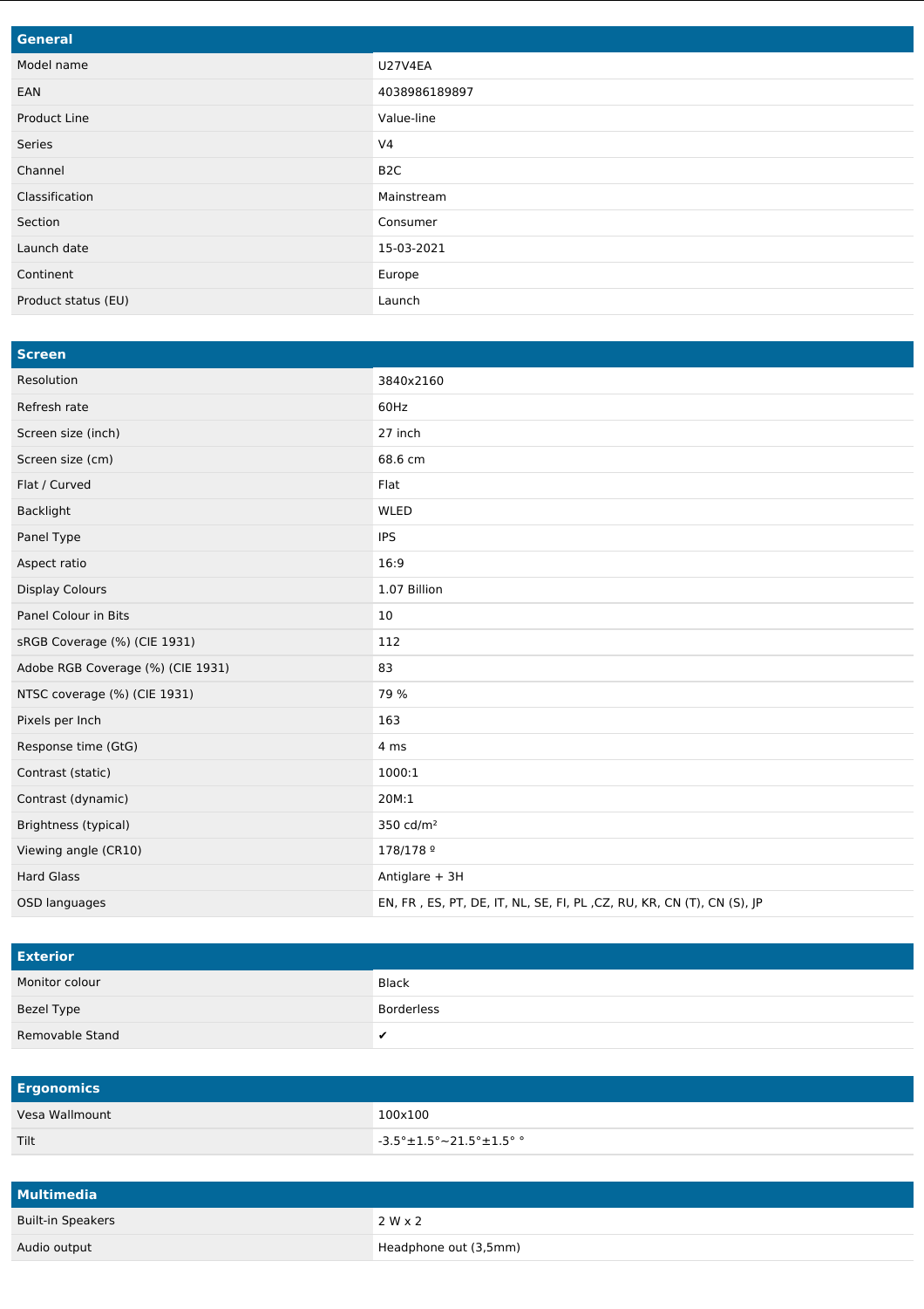## General

| | |
|---|---|
| Model name | U27V4EA |
| EAN | 4038986189897 |
| Product Line | Value-line |
| Series | V4 |
| Channel | B2C |
| Classification | Mainstream |
| Section | Consumer |
| Launch date | 15-03-2021 |
| Continent | Europe |
| Product status (EU) | Launch |

## Screen

| | |
|---|---|
| Resolution | 3840x2160 |
| Refresh rate | 60Hz |
| Screen size (inch) | 27 inch |
| Screen size (cm) | 68.6 cm |
| Flat / Curved | Flat |
| Backlight | WLED |
| Panel Type | IPS |
| Aspect ratio | 16:9 |
| Display Colours | 1.07 Billion |
| Panel Colour in Bits | 10 |
| sRGB Coverage (%) (CIE 1931) | 112 |
| Adobe RGB Coverage (%) (CIE 1931) | 83 |
| NTSC coverage (%) (CIE 1931) | 79 % |
| Pixels per Inch | 163 |
| Response time (GtG) | 4 ms |
| Contrast (static) | 1000:1 |
| Contrast (dynamic) | 20M:1 |
| Brightness (typical) | 350 cd/m² |
| Viewing angle (CR10) | 178/178 º |
| Hard Glass | Antiglare + 3H |
| OSD languages | EN, FR , ES, PT, DE, IT, NL, SE, FI, PL ,CZ, RU, KR, CN (T), CN (S), JP |

## Exterior

| | |
|---|---|
| Monitor colour | Black |
| Bezel Type | Borderless |
| Removable Stand | ✔ |

## Ergonomics

| | |
|---|---|
| Vesa Wallmount | 100x100 |
| Tilt | -3.5°±1.5°~21.5°±1.5° ° |

## Multimedia

| | |
|---|---|
| Built-in Speakers | 2 W x 2 |
| Audio output | Headphone out (3,5mm) |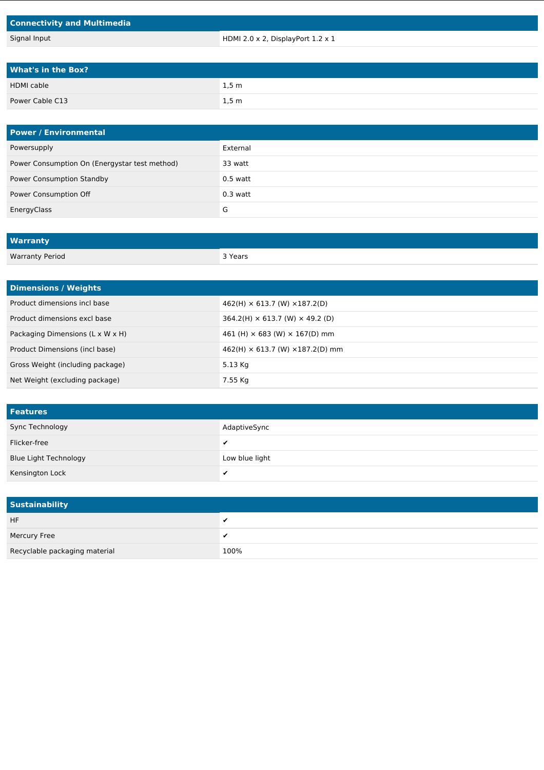| Connectivity and Multimedia | |
|---|---|
| Signal Input | HDMI 2.0 x 2, DisplayPort 1.2 x 1 |

| What's in the Box? | |
|---|---|
| HDMI cable | 1,5 m |
| Power Cable C13 | 1,5 m |

| Power / Environmental | |
|---|---|
| Powersupply | External |
| Power Consumption On (Energystar test method) | 33 watt |
| Power Consumption Standby | 0.5 watt |
| Power Consumption Off | 0.3 watt |
| EnergyClass | G |

| Warranty | |
|---|---|
| Warranty Period | 3 Years |

| Dimensions / Weights | |
|---|---|
| Product dimensions incl base | 462(H) × 613.7 (W) ×187.2(D) |
| Product dimensions excl base | 364.2(H) × 613.7 (W) × 49.2 (D) |
| Packaging Dimensions (L x W x H) | 461 (H) × 683 (W) × 167(D) mm |
| Product Dimensions (incl base) | 462(H) × 613.7 (W) ×187.2(D) mm |
| Gross Weight (including package) | 5.13 Kg |
| Net Weight (excluding package) | 7.55 Kg |

| Features | |
|---|---|
| Sync Technology | AdaptiveSync |
| Flicker-free | ✔ |
| Blue Light Technology | Low blue light |
| Kensington Lock | ✔ |

| Sustainability | |
|---|---|
| HF | ✔ |
| Mercury Free | ✔ |
| Recyclable packaging material | 100% |